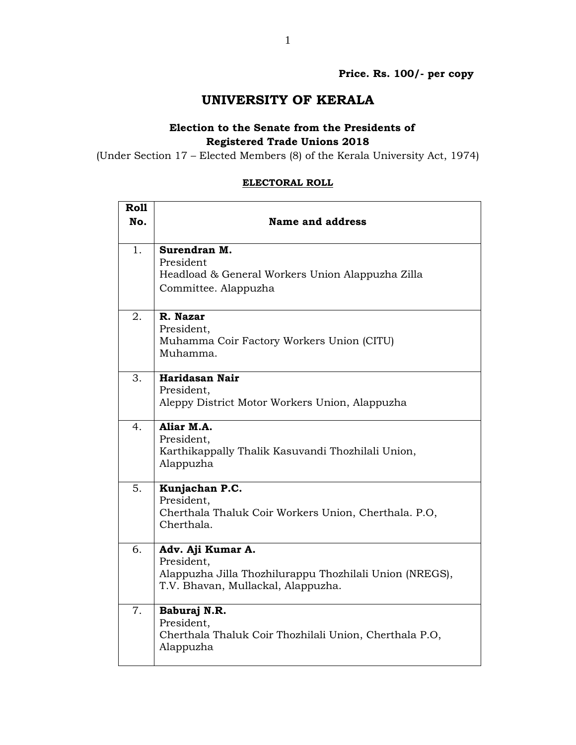**Price. Rs. 100/- per copy**

# UNIVERSITY OF KERALA

## Election to the Senate from the Presidents of Registered Trade Unions 2018

(Under Section 17 – Elected Members (8) of the Kerala University Act, 1974)

**ELECTORAL ROLL**

| Roll No. | Name and address |
|---|---|
| 1. | **Surendran M.**<br>President<br>Headload & General Workers Union Alappuzha Zilla Committee. Alappuzha |
| 2. | **R. Nazar**<br>President,<br>Muhamma Coir Factory Workers Union (CITU)<br>Muhamma. |
| 3. | **Haridasan Nair**<br>President,<br>Aleppy District Motor Workers Union, Alappuzha |
| 4. | **Aliar M.A.**<br>President,<br>Karthikappally Thalik Kasuvandi Thozhilali Union,<br>Alappuzha |
| 5. | **Kunjachan P.C.**<br>President,<br>Cherthala Thaluk Coir Workers Union, Cherthala. P.O,<br>Cherthala. |
| 6. | **Adv. Aji Kumar A.**<br>President,<br>Alappuzha Jilla Thozhilurappu Thozhilali Union (NREGS),<br>T.V. Bhavan, Mullackal, Alappuzha. |
| 7. | **Baburaj N.R.**<br>President,<br>Cherthala Thaluk Coir Thozhilali Union, Cherthala P.O,<br>Alappuzha |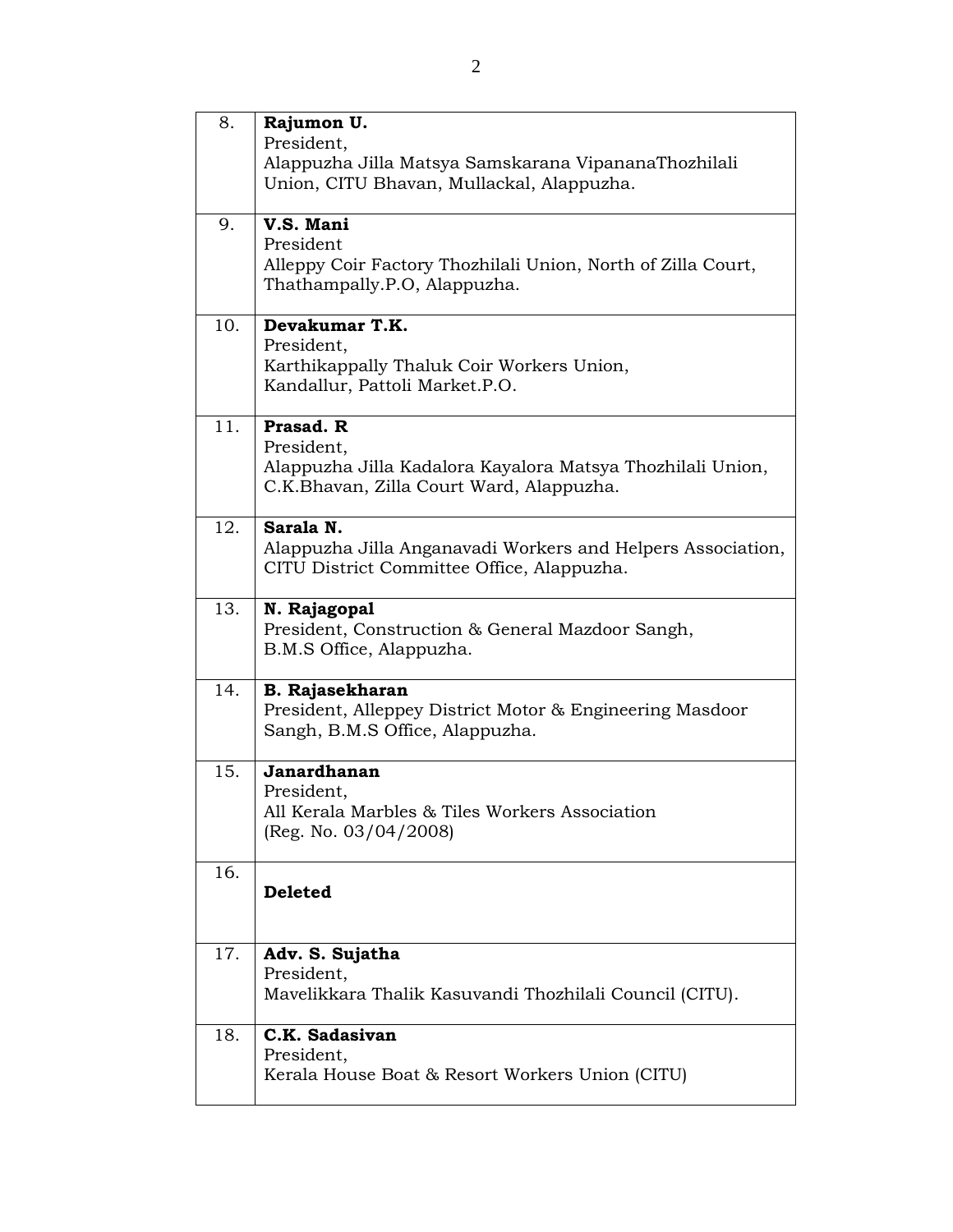| | |
|---|---|
| 8. | **Rajumon U.**<br>President,<br>Alappuzha Jilla Matsya Samskarana VipananaThozhilali Union, CITU Bhavan, Mullackal, Alappuzha. |
| 9. | **V.S. Mani**<br>President<br>Alleppy Coir Factory Thozhilali Union, North of Zilla Court, Thathampally.P.O, Alappuzha. |
| 10. | **Devakumar T.K.**<br>President,<br>Karthikappally Thaluk Coir Workers Union,<br>Kandallur, Pattoli Market.P.O. |
| 11. | **Prasad. R**<br>President,<br>Alappuzha Jilla Kadalora Kayalora Matsya Thozhilali Union, C.K.Bhavan, Zilla Court Ward, Alappuzha. |
| 12. | **Sarala N.**<br>Alappuzha Jilla Anganavadi Workers and Helpers Association, CITU District Committee Office, Alappuzha. |
| 13. | **N. Rajagopal**<br>President, Construction & General Mazdoor Sangh,<br>B.M.S Office, Alappuzha. |
| 14. | **B. Rajasekharan**<br>President, Alleppey District Motor & Engineering Masdoor Sangh, B.M.S Office, Alappuzha. |
| 15. | **Janardhanan**<br>President,<br>All Kerala Marbles & Tiles Workers Association<br>(Reg. No. 03/04/2008) |
| 16. | **Deleted** |
| 17. | **Adv. S. Sujatha**<br>President,<br>Mavelikkara Thalik Kasuvandi Thozhilali Council (CITU). |
| 18. | **C.K. Sadasivan**<br>President,<br>Kerala House Boat & Resort Workers Union (CITU) |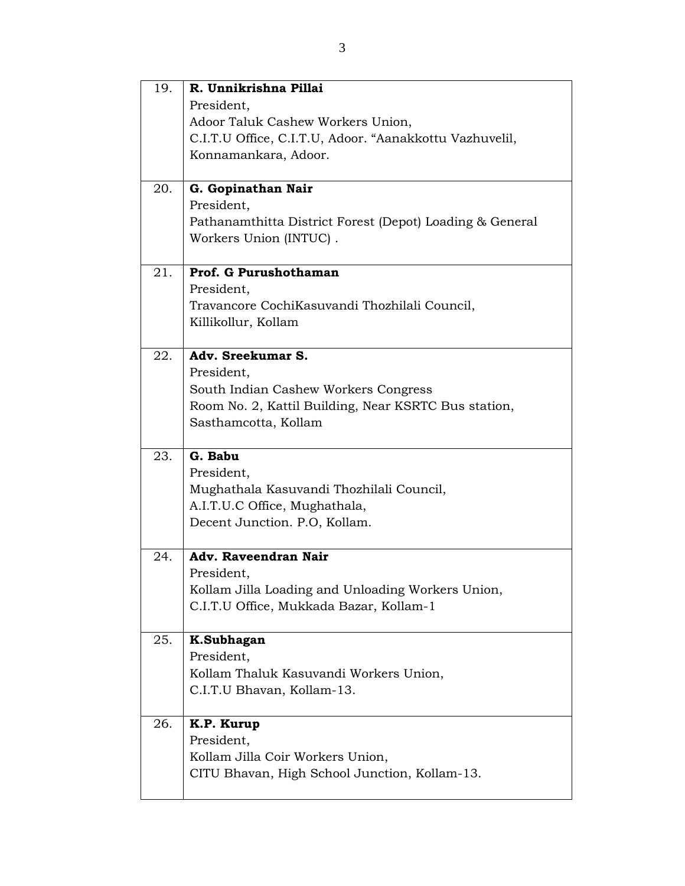| | |
|---|---|
| 19. | **R. Unnikrishna Pillai**<br>President,<br>Adoor Taluk Cashew Workers Union,<br>C.I.T.U Office, C.I.T.U, Adoor. "Aanakkottu Vazhuvelil,<br>Konnamankara, Adoor. |
| 20. | **G. Gopinathan Nair**<br>President,<br>Pathanamthitta District Forest (Depot) Loading & General<br>Workers Union (INTUC) . |
| 21. | **Prof. G Purushothaman**<br>President,<br>Travancore CochiKasuvandi Thozhilali Council,<br>Killikollur, Kollam |
| 22. | **Adv. Sreekumar S.**<br>President,<br>South Indian Cashew Workers Congress<br>Room No. 2, Kattil Building, Near KSRTC Bus station,<br>Sasthamcotta, Kollam |
| 23. | **G. Babu**<br>President,<br>Mughathala Kasuvandi Thozhilali Council,<br>A.I.T.U.C Office, Mughathala,<br>Decent Junction. P.O, Kollam. |
| 24. | **Adv. Raveendran Nair**<br>President,<br>Kollam Jilla Loading and Unloading Workers Union,<br>C.I.T.U Office, Mukkada Bazar, Kollam-1 |
| 25. | **K.Subhagan**<br>President,<br>Kollam Thaluk Kasuvandi Workers Union,<br>C.I.T.U Bhavan, Kollam-13. |
| 26. | **K.P. Kurup**<br>President,<br>Kollam Jilla Coir Workers Union,<br>CITU Bhavan, High School Junction, Kollam-13. |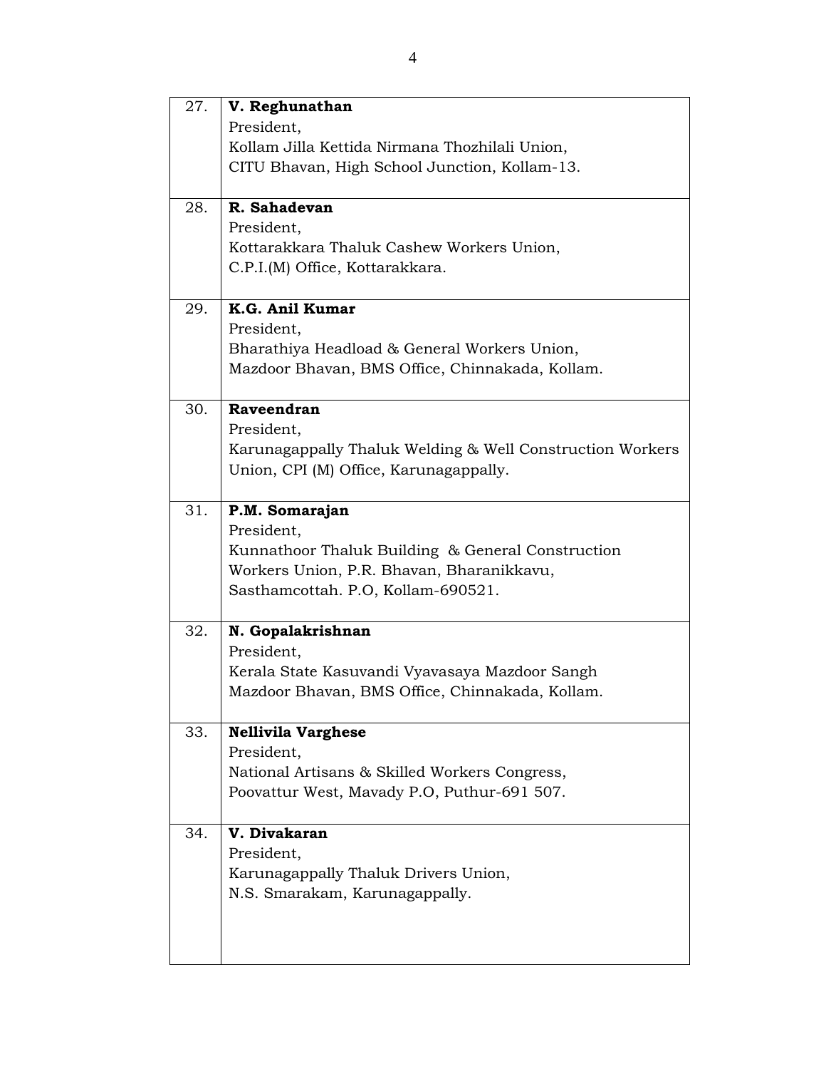| | |
|---|---|
| 27. | **V. Reghunathan**<br>President,<br>Kollam Jilla Kettida Nirmana Thozhilali Union,<br>CITU Bhavan, High School Junction, Kollam-13. |
| 28. | **R. Sahadevan**<br>President,<br>Kottarakkara Thaluk Cashew Workers Union,<br>C.P.I.(M) Office, Kottarakkara. |
| 29. | **K.G. Anil Kumar**<br>President,<br>Bharathiya Headload & General Workers Union,<br>Mazdoor Bhavan, BMS Office, Chinnakada, Kollam. |
| 30. | **Raveendran**<br>President,<br>Karunagappally Thaluk Welding & Well Construction Workers Union, CPI (M) Office, Karunagappally. |
| 31. | **P.M. Somarajan**<br>President,<br>Kunnathoor Thaluk Building & General Construction Workers Union, P.R. Bhavan, Bharanikkavu,<br>Sasthamcottah. P.O, Kollam-690521. |
| 32. | **N. Gopalakrishnan**<br>President,<br>Kerala State Kasuvandi Vyavasaya Mazdoor Sangh<br>Mazdoor Bhavan, BMS Office, Chinnakada, Kollam. |
| 33. | **Nellivila Varghese**<br>President,<br>National Artisans & Skilled Workers Congress,<br>Poovattur West, Mavady P.O, Puthur-691 507. |
| 34. | **V. Divakaran**<br>President,<br>Karunagappally Thaluk Drivers Union,<br>N.S. Smarakam, Karunagappally. |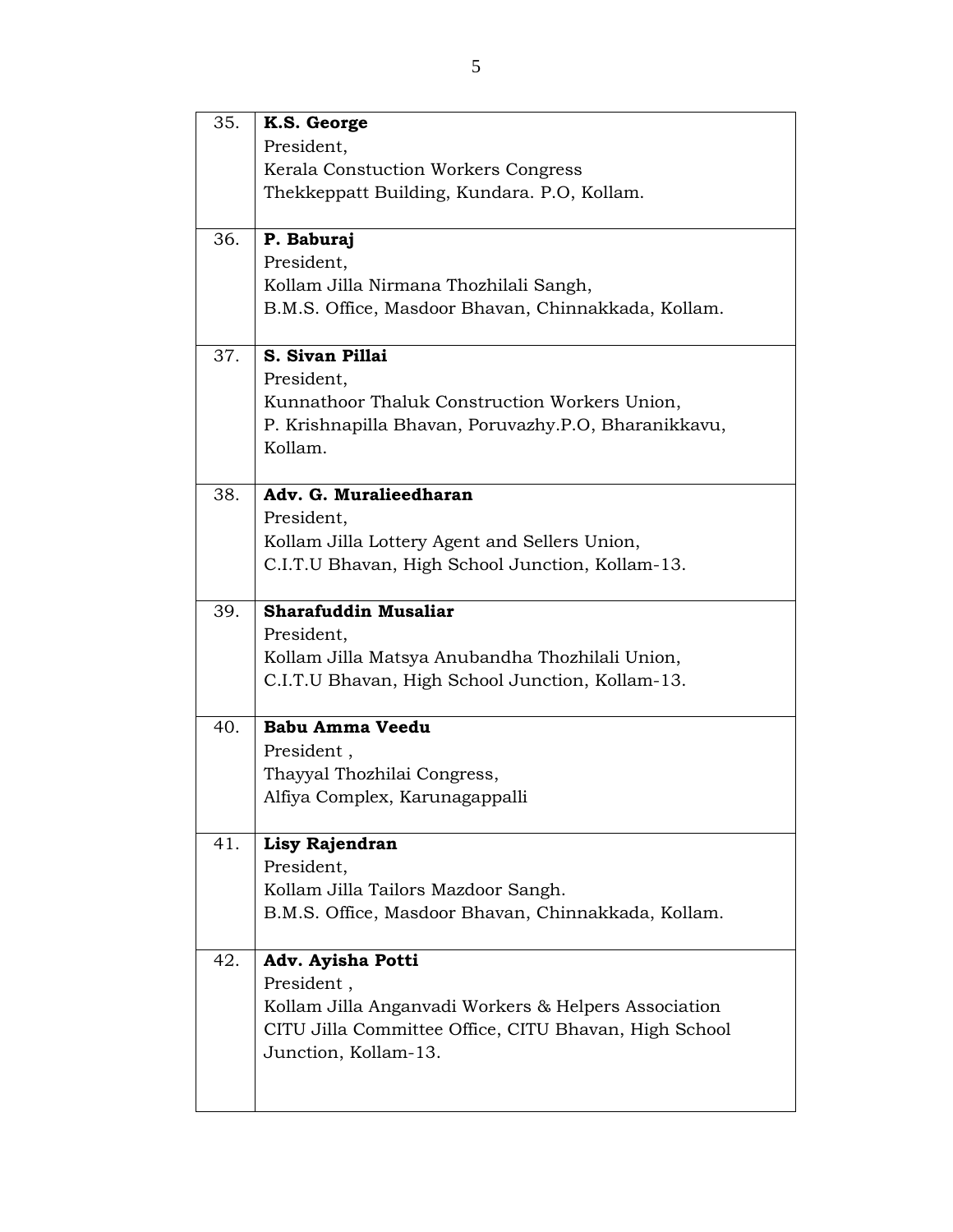| | |
|---|---|
| 35. | **K.S. George**<br>President,<br>Kerala Constuction Workers Congress<br>Thekkeppatt Building, Kundara. P.O, Kollam. |
| 36. | **P. Baburaj**<br>President,<br>Kollam Jilla Nirmana Thozhilali Sangh,<br>B.M.S. Office, Masdoor Bhavan, Chinnakkada, Kollam. |
| 37. | **S. Sivan Pillai**<br>President,<br>Kunnathoor Thaluk Construction Workers Union,<br>P. Krishnapilla Bhavan, Poruvazhy.P.O, Bharanikkavu, Kollam. |
| 38. | **Adv. G. Muralieedharan**<br>President,<br>Kollam Jilla Lottery Agent and Sellers Union,<br>C.I.T.U Bhavan, High School Junction, Kollam-13. |
| 39. | **Sharafuddin Musaliar**<br>President,<br>Kollam Jilla Matsya Anubandha Thozhilali Union,<br>C.I.T.U Bhavan, High School Junction, Kollam-13. |
| 40. | **Babu Amma Veedu**<br>President ,<br>Thayyal Thozhilai Congress,<br>Alfiya Complex, Karunagappalli |
| 41. | **Lisy Rajendran**<br>President,<br>Kollam Jilla Tailors Mazdoor Sangh.<br>B.M.S. Office, Masdoor Bhavan, Chinnakkada, Kollam. |
| 42. | **Adv. Ayisha Potti**<br>President ,<br>Kollam Jilla Anganvadi Workers & Helpers Association<br>CITU Jilla Committee Office, CITU Bhavan, High School Junction, Kollam-13. |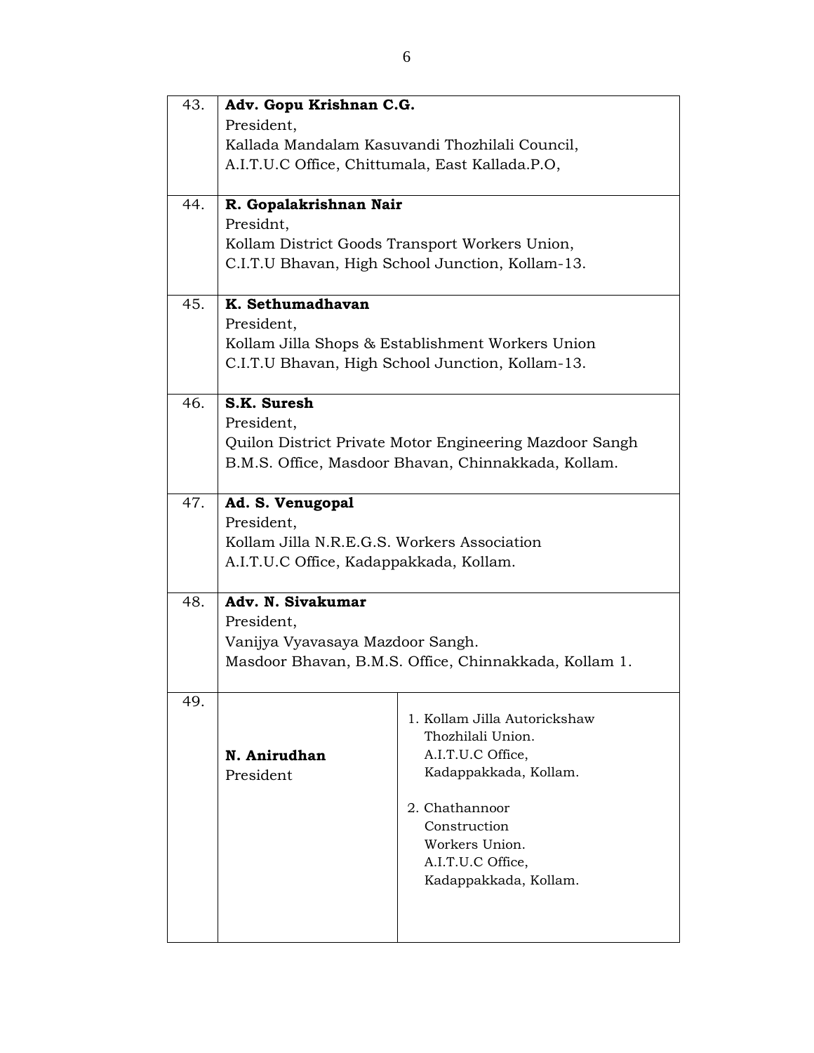| | | |
|---|---|---|
| 43. | **Adv. Gopu Krishnan C.G.**<br>President,<br>Kallada Mandalam Kasuvandi Thozhilali Council,<br>A.I.T.U.C Office, Chittumala, East Kallada.P.O, | |
| 44. | **R. Gopalakrishnan Nair**<br>Presidnt,<br>Kollam District Goods Transport Workers Union,<br>C.I.T.U Bhavan, High School Junction, Kollam-13. | |
| 45. | **K. Sethumadhavan**<br>President,<br>Kollam Jilla Shops & Establishment Workers Union<br>C.I.T.U Bhavan, High School Junction, Kollam-13. | |
| 46. | **S.K. Suresh**<br>President,<br>Quilon District Private Motor Engineering Mazdoor Sangh<br>B.M.S. Office, Masdoor Bhavan, Chinnakkada, Kollam. | |
| 47. | **Ad. S. Venugopal**<br>President,<br>Kollam Jilla N.R.E.G.S. Workers Association<br>A.I.T.U.C Office, Kadappakkada, Kollam. | |
| 48. | **Adv. N. Sivakumar**<br>President,<br>Vanijya Vyavasaya Mazdoor Sangh.<br>Masdoor Bhavan, B.M.S. Office, Chinnakkada, Kollam 1. | |
| 49. | **N. Anirudhan**<br>President | 1. Kollam Jilla Autorickshaw Thozhilali Union. A.I.T.U.C Office, Kadappakkada, Kollam.<br><br>2. Chathannoor Construction Workers Union. A.I.T.U.C Office, Kadappakkada, Kollam. |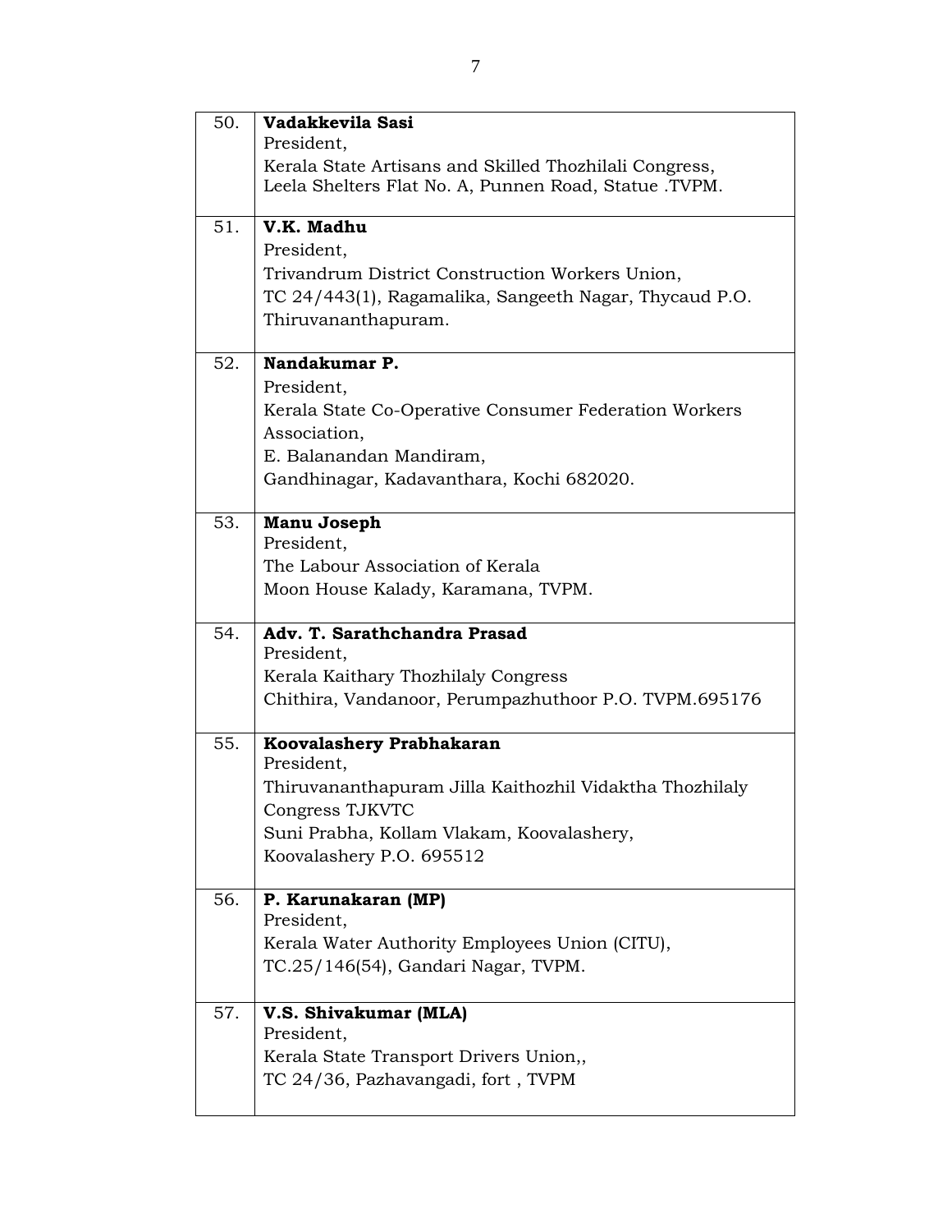| | |
|---|---|
| 50. | **Vadakkevila Sasi**<br>President,<br>Kerala State Artisans and Skilled Thozhilali Congress,<br>Leela Shelters Flat No. A, Punnen Road, Statue .TVPM. |
| 51. | **V.K. Madhu**<br>President,<br>Trivandrum District Construction Workers Union,<br>TC 24/443(1), Ragamalika, Sangeeth Nagar, Thycaud P.O.<br>Thiruvananthapuram. |
| 52. | **Nandakumar P.**<br>President,<br>Kerala State Co-Operative Consumer Federation Workers Association,<br>E. Balanandan Mandiram,<br>Gandhinagar, Kadavanthara, Kochi 682020. |
| 53. | **Manu Joseph**<br>President,<br>The Labour Association of Kerala<br>Moon House Kalady, Karamana, TVPM. |
| 54. | **Adv. T. Sarathchandra Prasad**<br>President,<br>Kerala Kaithary Thozhilaly Congress<br>Chithira, Vandanoor, Perumpazhuthoor P.O. TVPM.695176 |
| 55. | **Koovalashery Prabhakaran**<br>President,<br>Thiruvananthapuram Jilla Kaithozhil Vidaktha Thozhilaly Congress TJKVTC<br>Suni Prabha, Kollam Vlakam, Koovalashery,<br>Koovalashery P.O. 695512 |
| 56. | **P. Karunakaran (MP)**<br>President,<br>Kerala Water Authority Employees Union (CITU),<br>TC.25/146(54), Gandari Nagar, TVPM. |
| 57. | **V.S. Shivakumar (MLA)**<br>President,<br>Kerala State Transport Drivers Union,,<br>TC 24/36, Pazhavangadi, fort , TVPM |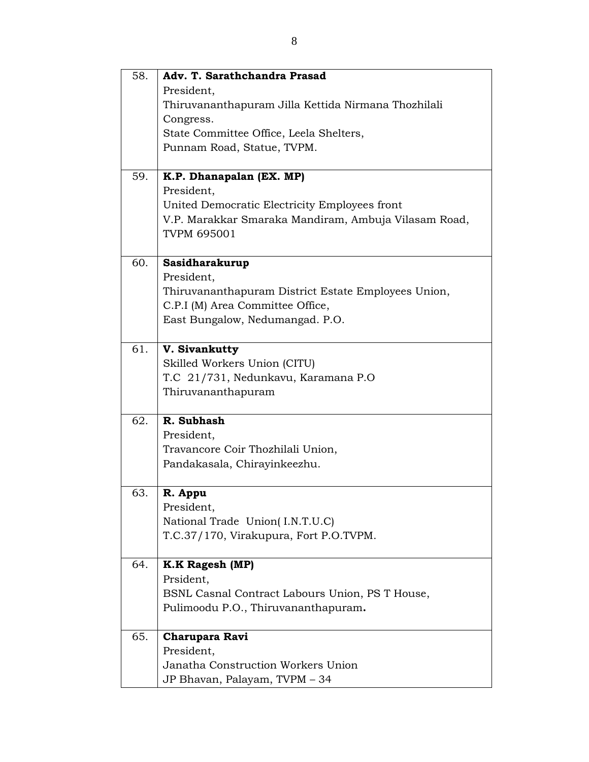| | |
|---|---|
| 58. | **Adv. T. Sarathchandra Prasad**<br>President,<br>Thiruvananthapuram Jilla Kettida Nirmana Thozhilali Congress.<br>State Committee Office, Leela Shelters,<br>Punnam Road, Statue, TVPM. |
| 59. | **K.P. Dhanapalan (EX. MP)**<br>President,<br>United Democratic Electricity Employees front<br>V.P. Marakkar Smaraka Mandiram, Ambuja Vilasam Road, TVPM 695001 |
| 60. | **Sasidharakurup**<br>President,<br>Thiruvananthapuram District Estate Employees Union,<br>C.P.I (M) Area Committee Office,<br>East Bungalow, Nedumangad. P.O. |
| 61. | **V. Sivankutty**<br>Skilled Workers Union (CITU)<br>T.C 21/731, Nedunkavu, Karamana P.O<br>Thiruvananthapuram |
| 62. | **R. Subhash**<br>President,<br>Travancore Coir Thozhilali Union,<br>Pandakasala, Chirayinkeezhu. |
| 63. | **R. Appu**<br>President,<br>National Trade Union( I.N.T.U.C)<br>T.C.37/170, Virakupura, Fort P.O.TVPM. |
| 64. | **K.K Ragesh (MP)**<br>Prsident,<br>BSNL Casnal Contract Labours Union, PS T House,<br>Pulimoodu P.O., Thiruvananthapuram**.** |
| 65. | **Charupara Ravi**<br>President,<br>Janatha Construction Workers Union<br>JP Bhavan, Palayam, TVPM – 34 |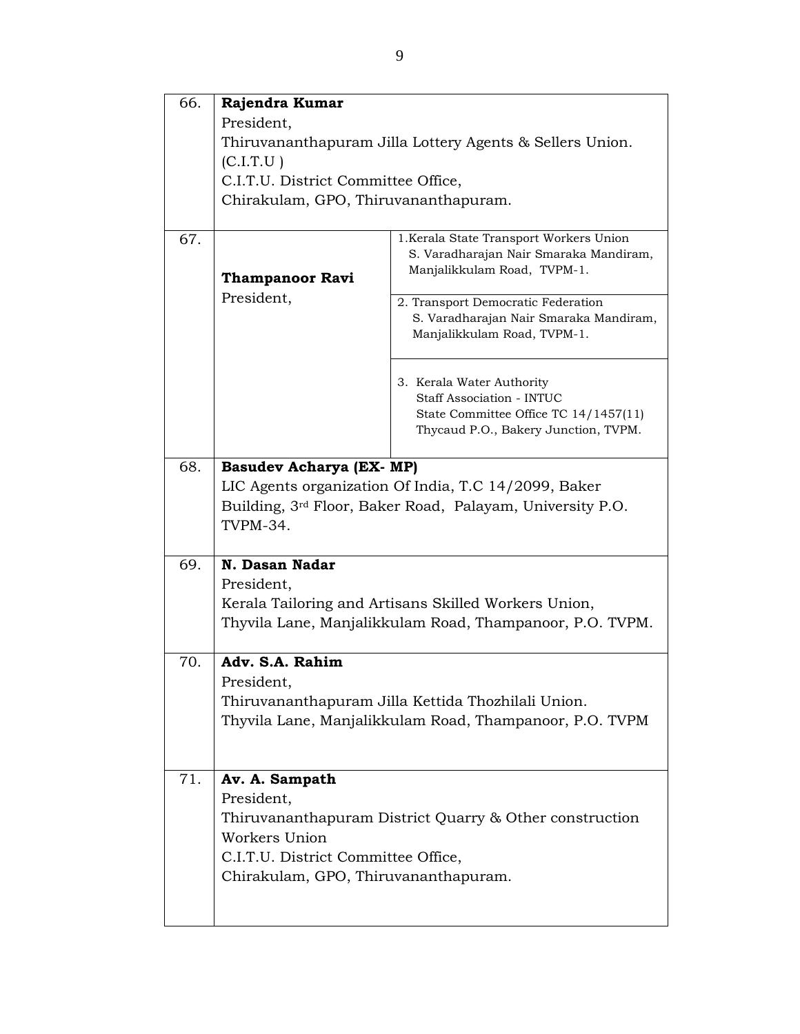| | | |
|---|---|---|
| 66. | **Rajendra Kumar**<br>President,<br>Thiruvananthapuram Jilla Lottery Agents & Sellers Union. (C.I.T.U )<br>C.I.T.U. District Committee Office,<br>Chirakulam, GPO, Thiruvananthapuram. | |
| 67. | **Thampanoor Ravi**<br>President, | 1.Kerala State Transport Workers Union<br>S. Varadharajan Nair Smaraka Mandiram,<br>Manjalikkulam Road, TVPM-1. |
| | | 2. Transport Democratic Federation<br>S. Varadharajan Nair Smaraka Mandiram,<br>Manjalikkulam Road, TVPM-1. |
| | | 3. Kerala Water Authority<br>Staff Association - INTUC<br>State Committee Office TC 14/1457(11)<br>Thycaud P.O., Bakery Junction, TVPM. |
| 68. | **Basudev Acharya (EX- MP)**<br>LIC Agents organization Of India, T.C 14/2099, Baker Building, 3rd Floor, Baker Road, Palayam, University P.O. TVPM-34. | |
| 69. | **N. Dasan Nadar**<br>President,<br>Kerala Tailoring and Artisans Skilled Workers Union,<br>Thyvila Lane, Manjalikkulam Road, Thampanoor, P.O. TVPM. | |
| 70. | **Adv. S.A. Rahim**<br>President,<br>Thiruvananthapuram Jilla Kettida Thozhilali Union.<br>Thyvila Lane, Manjalikkulam Road, Thampanoor, P.O. TVPM | |
| 71. | **Av. A. Sampath**<br>President,<br>Thiruvananthapuram District Quarry & Other construction Workers Union<br>C.I.T.U. District Committee Office,<br>Chirakulam, GPO, Thiruvananthapuram. | |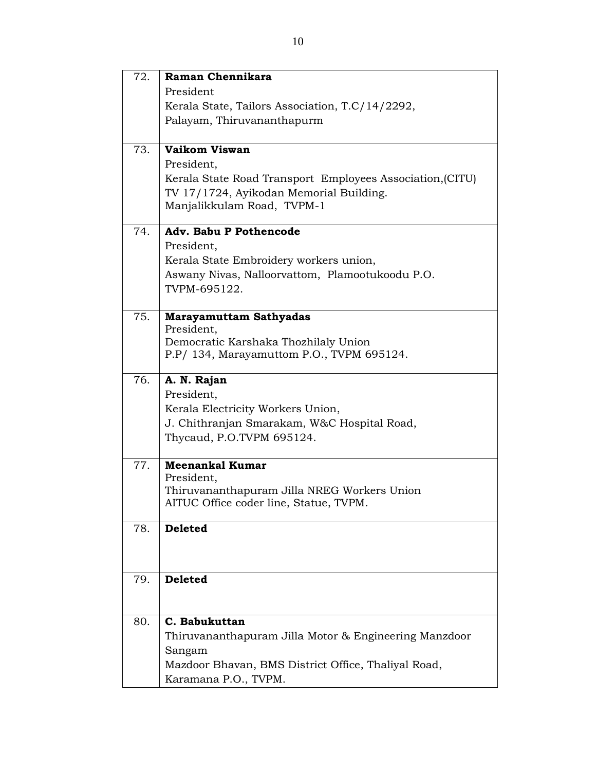| | |
|---|---|
| 72. | **Raman Chennikara**<br>President<br>Kerala State, Tailors Association, T.C/14/2292,<br>Palayam, Thiruvananthapurm |
| 73. | **Vaikom Viswan**<br>President,<br>Kerala State Road Transport Employees Association,(CITU)<br>TV 17/1724, Ayikodan Memorial Building.<br>Manjalikkulam Road, TVPM-1 |
| 74. | **Adv. Babu P Pothencode**<br>President,<br>Kerala State Embroidery workers union,<br>Aswany Nivas, Nalloorvattom, Plamootukoodu P.O.<br>TVPM-695122. |
| 75. | **Marayamuttam Sathyadas**<br>President,<br>Democratic Karshaka Thozhilaly Union<br>P.P/ 134, Marayamuttom P.O., TVPM 695124. |
| 76. | **A. N. Rajan**<br>President,<br>Kerala Electricity Workers Union,<br>J. Chithranjan Smarakam, W&C Hospital Road,<br>Thycaud, P.O.TVPM 695124. |
| 77. | **Meenankal Kumar**<br>President,<br>Thiruvananthapuram Jilla NREG Workers Union<br>AITUC Office coder line, Statue, TVPM. |
| 78. | **Deleted** |
| 79. | **Deleted** |
| 80. | **C. Babukuttan**<br>Thiruvananthapuram Jilla Motor & Engineering Manzdoor Sangam<br>Mazdoor Bhavan, BMS District Office, Thaliyal Road,<br>Karamana P.O., TVPM. |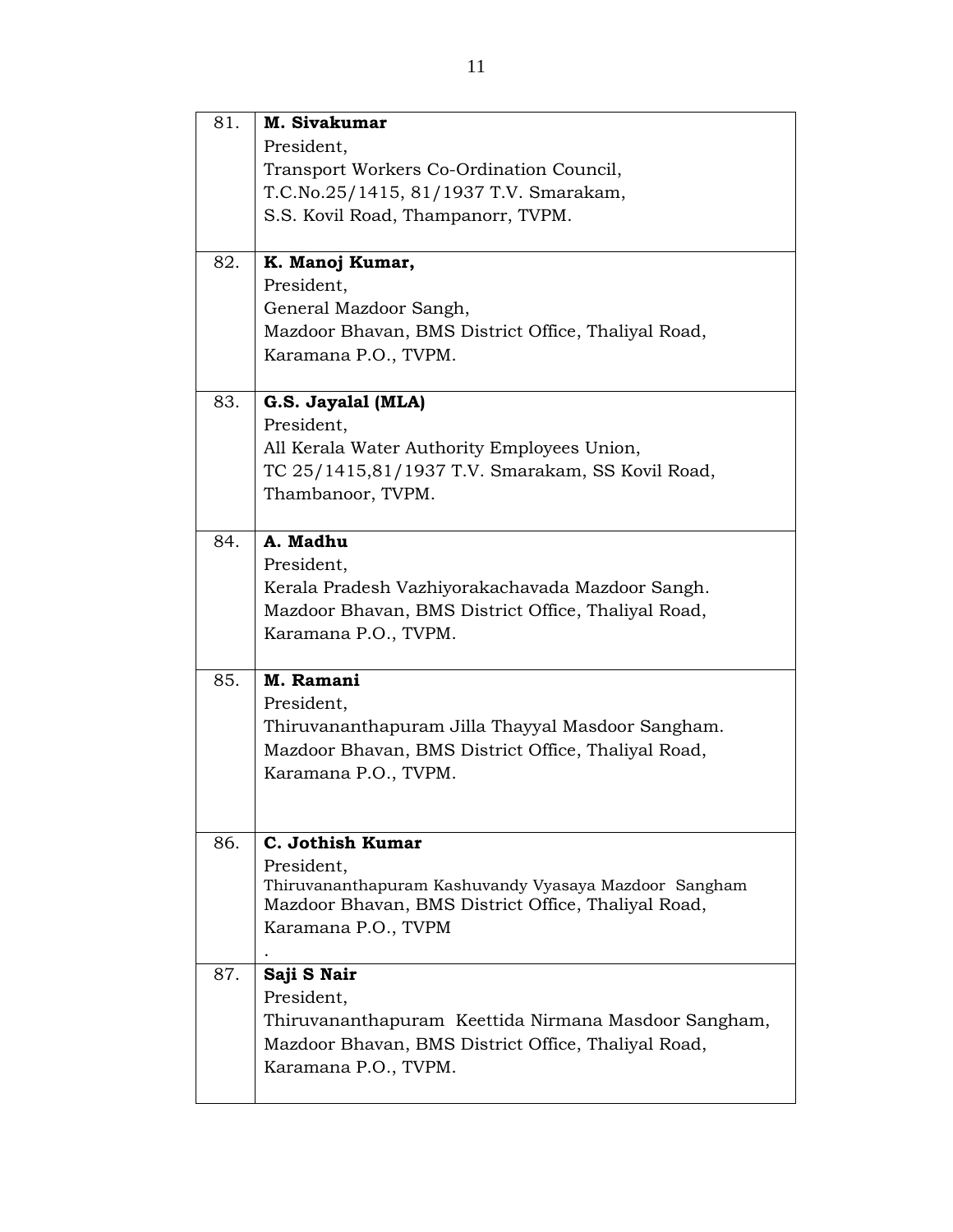| | |
|---|---|
| 81. | **M. Sivakumar**<br>President,<br>Transport Workers Co-Ordination Council,<br>T.C.No.25/1415, 81/1937 T.V. Smarakam,<br>S.S. Kovil Road, Thampanorr, TVPM. |
| 82. | **K. Manoj Kumar,**<br>President,<br>General Mazdoor Sangh,<br>Mazdoor Bhavan, BMS District Office, Thaliyal Road,<br>Karamana P.O., TVPM. |
| 83. | **G.S. Jayalal (MLA)**<br>President,<br>All Kerala Water Authority Employees Union,<br>TC 25/1415,81/1937 T.V. Smarakam, SS Kovil Road,<br>Thambanoor, TVPM. |
| 84. | **A. Madhu**<br>President,<br>Kerala Pradesh Vazhiyorakachavada Mazdoor Sangh.<br>Mazdoor Bhavan, BMS District Office, Thaliyal Road,<br>Karamana P.O., TVPM. |
| 85. | **M. Ramani**<br>President,<br>Thiruvananthapuram Jilla Thayyal Masdoor Sangham.<br>Mazdoor Bhavan, BMS District Office, Thaliyal Road,<br>Karamana P.O., TVPM. |
| 86. | **C. Jothish Kumar**<br>President,<br>Thiruvananthapuram Kashuvandy Vyasaya Mazdoor Sangham<br>Mazdoor Bhavan, BMS District Office, Thaliyal Road,<br>Karamana P.O., TVPM<br>. |
| 87. | **Saji S Nair**<br>President,<br>Thiruvananthapuram Keettida Nirmana Masdoor Sangham,<br>Mazdoor Bhavan, BMS District Office, Thaliyal Road,<br>Karamana P.O., TVPM. |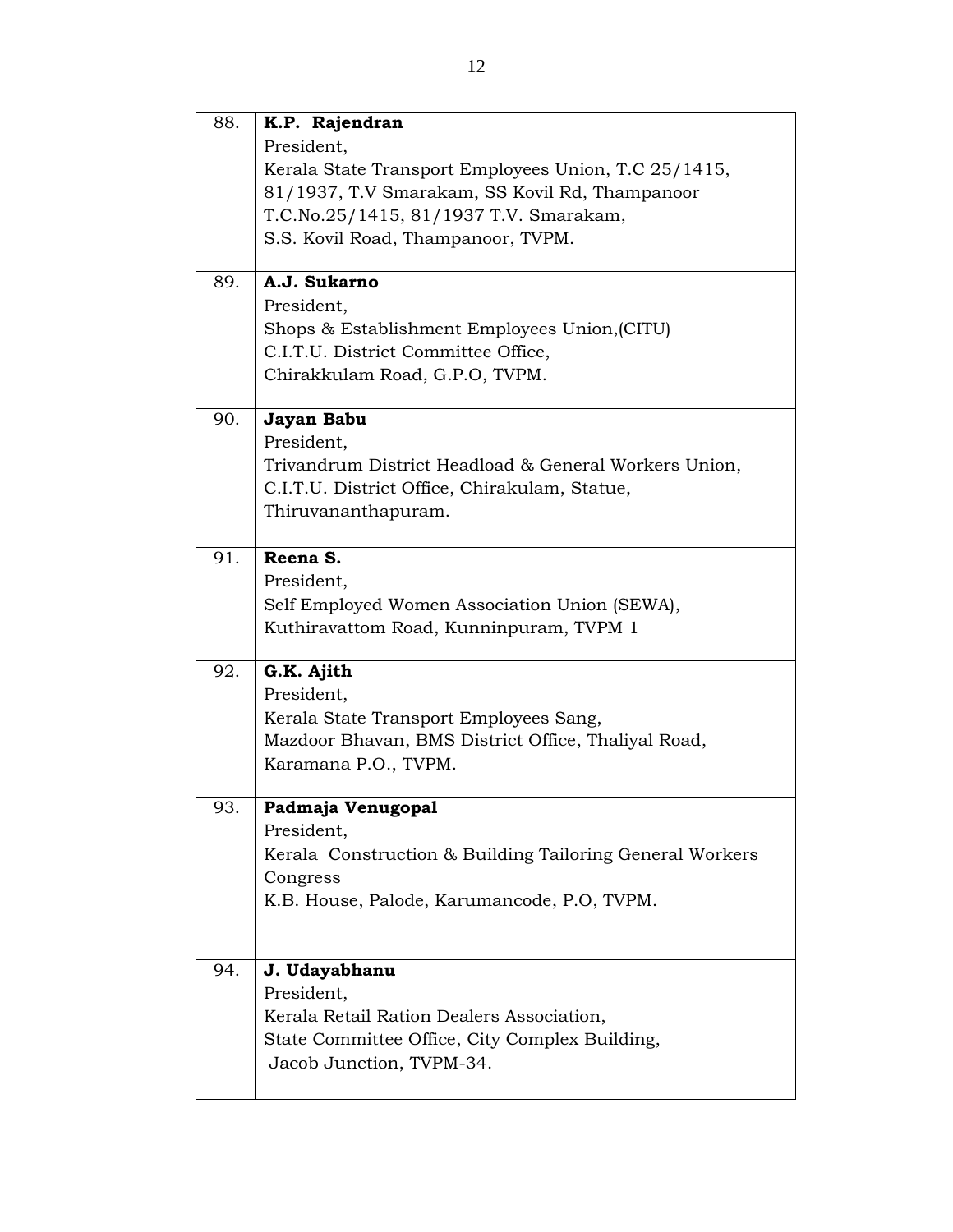| | |
|---|---|
| 88. | **K.P. Rajendran**<br>President,<br>Kerala State Transport Employees Union, T.C 25/1415, 81/1937, T.V Smarakam, SS Kovil Rd, Thampanoor T.C.No.25/1415, 81/1937 T.V. Smarakam,<br>S.S. Kovil Road, Thampanoor, TVPM. |
| 89. | **A.J. Sukarno**<br>President,<br>Shops & Establishment Employees Union,(CITU)<br>C.I.T.U. District Committee Office,<br>Chirakkulam Road, G.P.O, TVPM. |
| 90. | **Jayan Babu**<br>President,<br>Trivandrum District Headload & General Workers Union,<br>C.I.T.U. District Office, Chirakulam, Statue,<br>Thiruvananthapuram. |
| 91. | **Reena S.**<br>President,<br>Self Employed Women Association Union (SEWA),<br>Kuthiravattom Road, Kunninpuram, TVPM 1 |
| 92. | **G.K. Ajith**<br>President,<br>Kerala State Transport Employees Sang,<br>Mazdoor Bhavan, BMS District Office, Thaliyal Road,<br>Karamana P.O., TVPM. |
| 93. | **Padmaja Venugopal**<br>President,<br>Kerala Construction & Building Tailoring General Workers Congress<br>K.B. House, Palode, Karumancode, P.O, TVPM. |
| 94. | **J. Udayabhanu**<br>President,<br>Kerala Retail Ration Dealers Association,<br>State Committee Office, City Complex Building,<br>Jacob Junction, TVPM-34. |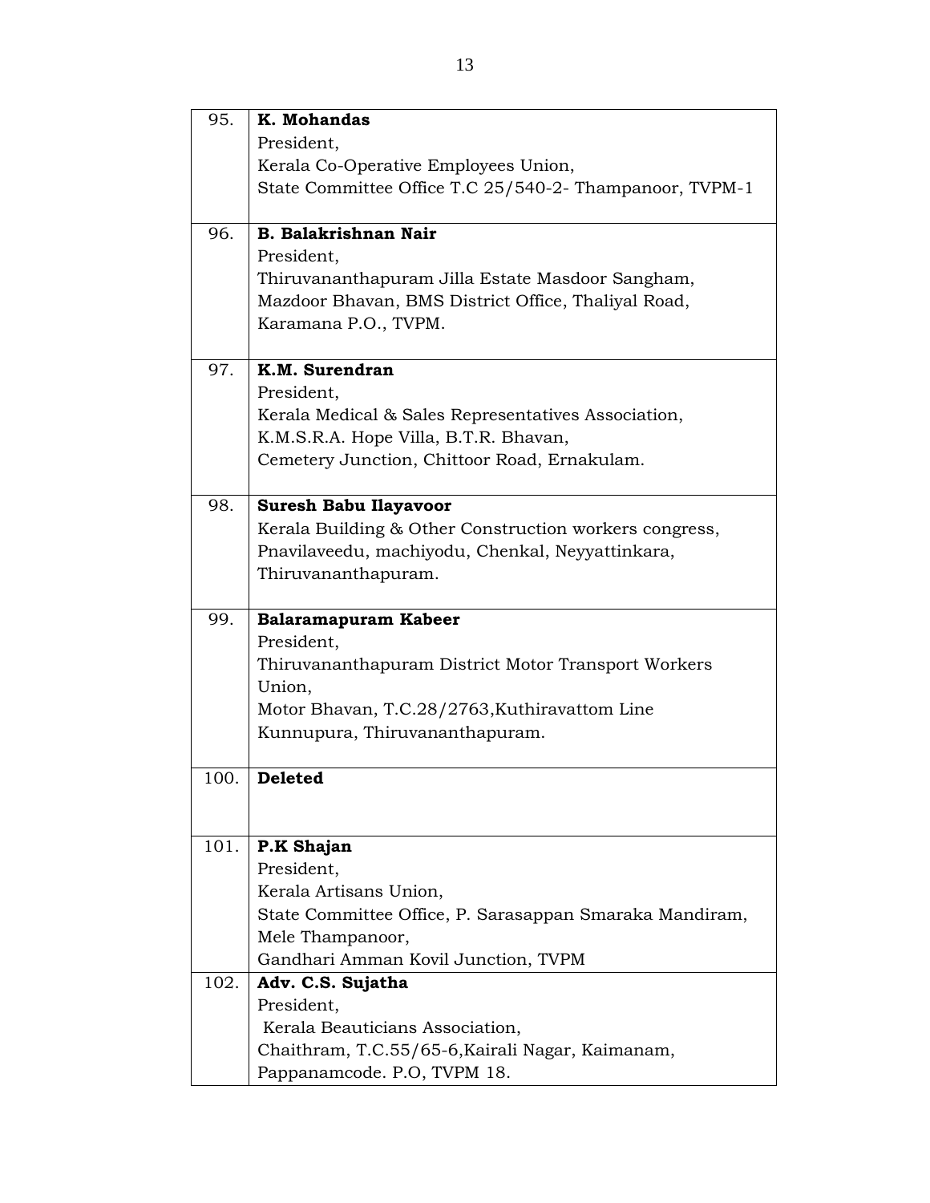| | |
|---|---|
| 95. | **K. Mohandas**<br>President,<br>Kerala Co-Operative Employees Union,<br>State Committee Office T.C 25/540-2- Thampanoor, TVPM-1 |
| 96. | **B. Balakrishnan Nair**<br>President,<br>Thiruvananthapuram Jilla Estate Masdoor Sangham,<br>Mazdoor Bhavan, BMS District Office, Thaliyal Road,<br>Karamana P.O., TVPM. |
| 97. | **K.M. Surendran**<br>President,<br>Kerala Medical & Sales Representatives Association,<br>K.M.S.R.A. Hope Villa, B.T.R. Bhavan,<br>Cemetery Junction, Chittoor Road, Ernakulam. |
| 98. | **Suresh Babu Ilayavoor**<br>Kerala Building & Other Construction workers congress,<br>Pnavilaveedu, machiyodu, Chenkal, Neyyattinkara,<br>Thiruvananthapuram. |
| 99. | **Balaramapuram Kabeer**<br>President,<br>Thiruvananthapuram District Motor Transport Workers Union,<br>Motor Bhavan, T.C.28/2763,Kuthiravattom Line<br>Kunnupura, Thiruvananthapuram. |
| 100. | **Deleted** |
| 101. | **P.K Shajan**<br>President,<br>Kerala Artisans Union,<br>State Committee Office, P. Sarasappan Smaraka Mandiram,<br>Mele Thampanoor,<br>Gandhari Amman Kovil Junction, TVPM |
| 102. | **Adv. C.S. Sujatha**<br>President,<br>Kerala Beauticians Association,<br>Chaithram, T.C.55/65-6,Kairali Nagar, Kaimanam,<br>Pappanamcode. P.O, TVPM 18. |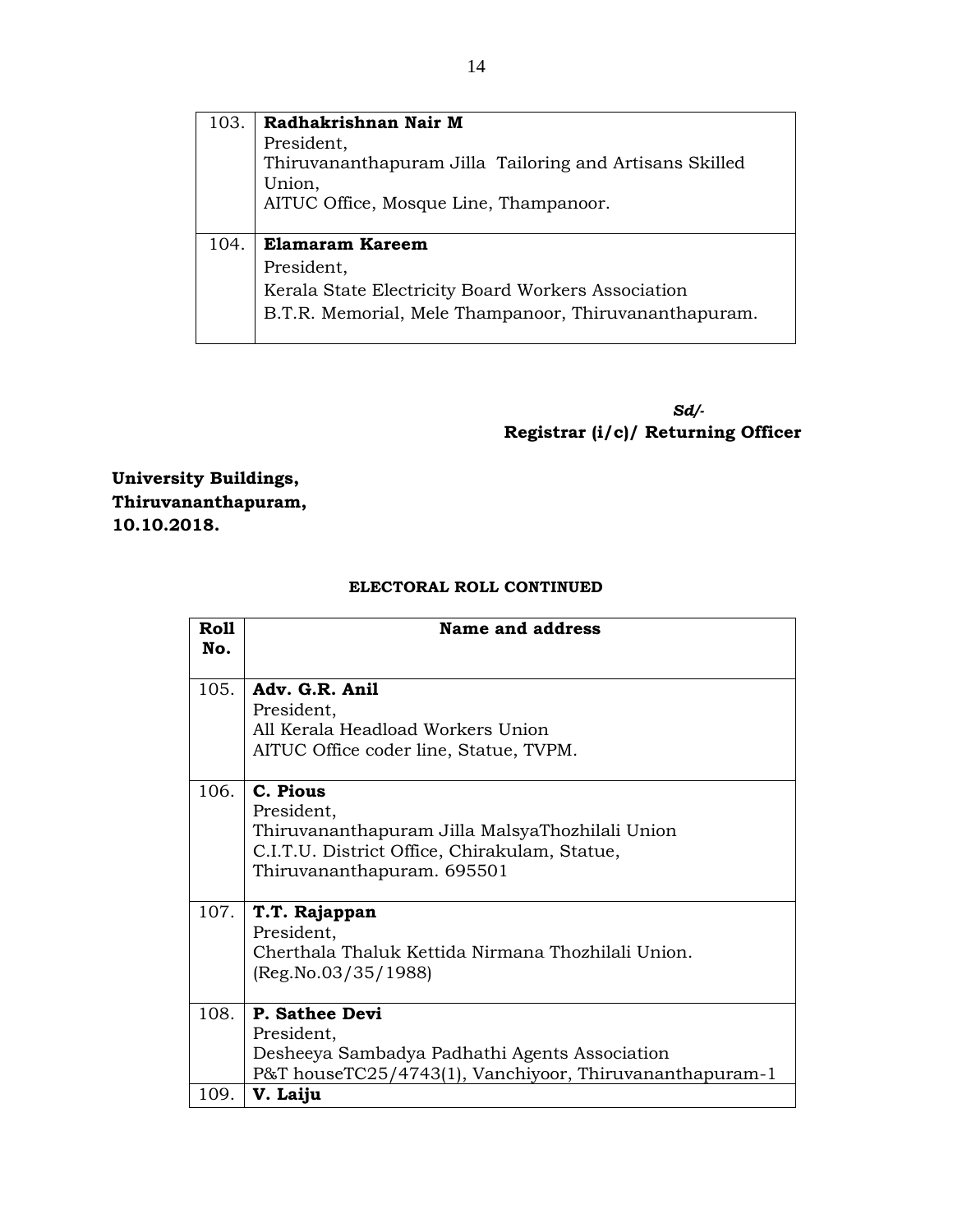| | |
|---|---|
| 103. | **Radhakrishnan Nair M**<br>President,<br>Thiruvananthapuram Jilla Tailoring and Artisans Skilled Union,<br>AITUC Office, Mosque Line, Thampanoor. |
| 104. | **Elamaram Kareem**<br>President,<br>Kerala State Electricity Board Workers Association<br>B.T.R. Memorial, Mele Thampanoor, Thiruvananthapuram. |

*Sd/-*
**Registrar (i/c)/ Returning Officer**

**University Buildings,**
**Thiruvananthapuram,**
**10.10.2018.**

**ELECTORAL ROLL CONTINUED**

| Roll No. | Name and address |
|---|---|
| 105. | **Adv. G.R. Anil**<br>President,<br>All Kerala Headload Workers Union<br>AITUC Office coder line, Statue, TVPM. |
| 106. | **C. Pious**<br>President,<br>Thiruvananthapuram Jilla MalsyaThozhilali Union<br>C.I.T.U. District Office, Chirakulam, Statue,<br>Thiruvananthapuram. 695501 |
| 107. | **T.T. Rajappan**<br>President,<br>Cherthala Thaluk Kettida Nirmana Thozhilali Union.<br>(Reg.No.03/35/1988) |
| 108. | **P. Sathee Devi**<br>President,<br>Desheeya Sambadya Padhathi Agents Association<br>P&T houseTC25/4743(1), Vanchiyoor, Thiruvananthapuram-1 |
| 109. | **V. Laiju** |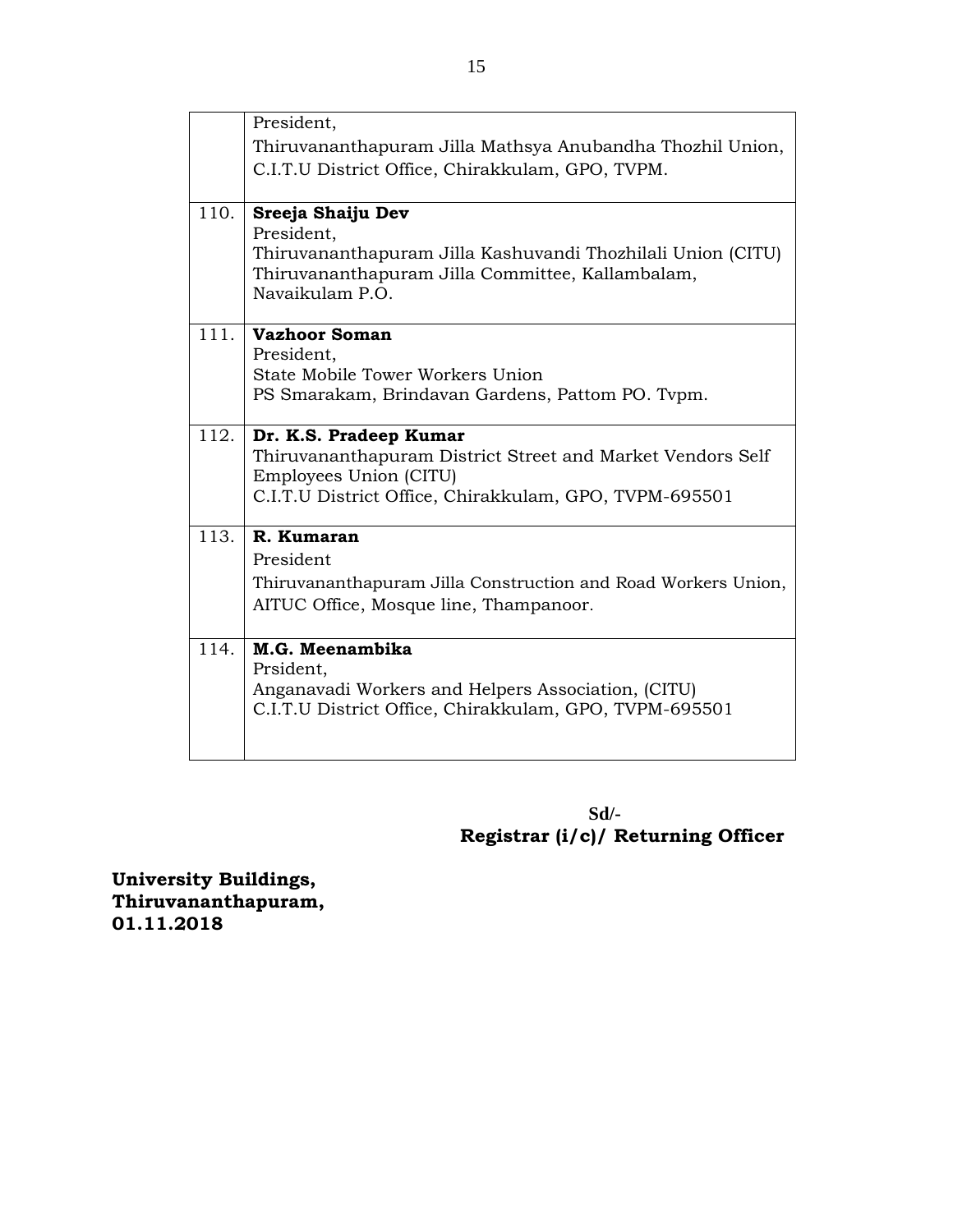| | |
|---|---|
| | President,<br>Thiruvananthapuram Jilla Mathsya Anubandha Thozhil Union,<br>C.I.T.U District Office, Chirakkulam, GPO, TVPM. |
| 110. | **Sreeja Shaiju Dev**<br>President,<br>Thiruvananthapuram Jilla Kashuvandi Thozhilali Union (CITU)<br>Thiruvananthapuram Jilla Committee, Kallambalam,<br>Navaikulam P.O. |
| 111. | **Vazhoor Soman**<br>President,<br>State Mobile Tower Workers Union<br>PS Smarakam, Brindavan Gardens, Pattom PO. Tvpm. |
| 112. | **Dr. K.S. Pradeep Kumar**<br>Thiruvananthapuram District Street and Market Vendors Self Employees Union (CITU)<br>C.I.T.U District Office, Chirakkulam, GPO, TVPM-695501 |
| 113. | **R. Kumaran**<br>President<br>Thiruvananthapuram Jilla Construction and Road Workers Union,<br>AITUC Office, Mosque line, Thampanoor. |
| 114. | **M.G. Meenambika**<br>Prsident,<br>Anganavadi Workers and Helpers Association, (CITU)<br>C.I.T.U District Office, Chirakkulam, GPO, TVPM-695501 |

**Sd/-**
**Registrar (i/c)/ Returning Officer**

**University Buildings,**
**Thiruvananthapuram,**
**01.11.2018**